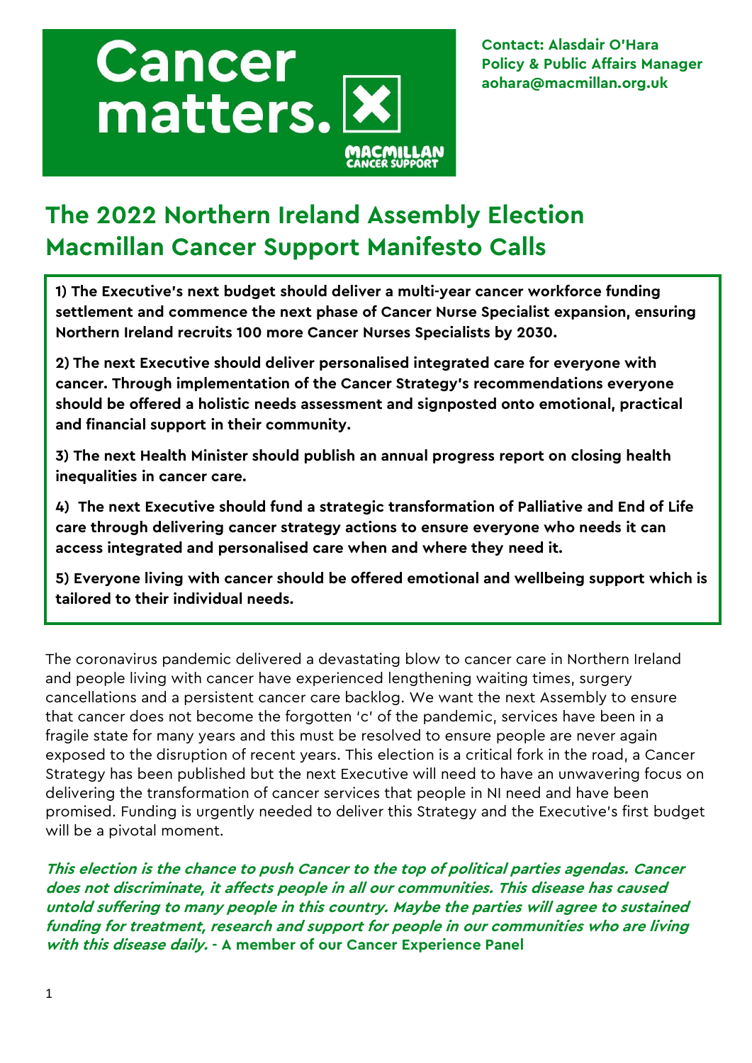Cancer matters.

MACMILLAN CANCER SUPPORT

**Contact: Alasdair O'Hara**
**Policy & Public Affairs Manager**
**aohara@macmillan.org.uk**

# The 2022 Northern Ireland Assembly Election Macmillan Cancer Support Manifesto Calls

**1) The Executive's next budget should deliver a multi-year cancer workforce funding settlement and commence the next phase of Cancer Nurse Specialist expansion, ensuring Northern Ireland recruits 100 more Cancer Nurses Specialists by 2030.**

**2) The next Executive should deliver personalised integrated care for everyone with cancer. Through implementation of the Cancer Strategy's recommendations everyone should be offered a holistic needs assessment and signposted onto emotional, practical and financial support in their community.**

**3) The next Health Minister should publish an annual progress report on closing health inequalities in cancer care.**

**4) The next Executive should fund a strategic transformation of Palliative and End of Life care through delivering cancer strategy actions to ensure everyone who needs it can access integrated and personalised care when and where they need it.**

**5) Everyone living with cancer should be offered emotional and wellbeing support which is tailored to their individual needs.**

The coronavirus pandemic delivered a devastating blow to cancer care in Northern Ireland and people living with cancer have experienced lengthening waiting times, surgery cancellations and a persistent cancer care backlog. We want the next Assembly to ensure that cancer does not become the forgotten 'c' of the pandemic, services have been in a fragile state for many years and this must be resolved to ensure people are never again exposed to the disruption of recent years. This election is a critical fork in the road, a Cancer Strategy has been published but the next Executive will need to have an unwavering focus on delivering the transformation of cancer services that people in NI need and have been promised. Funding is urgently needed to deliver this Strategy and the Executive's first budget will be a pivotal moment.

***This election is the chance to push Cancer to the top of political parties agendas. Cancer does not discriminate, it affects people in all our communities. This disease has caused untold suffering to many people in this country. Maybe the parties will agree to sustained funding for treatment, research and support for people in our communities who are living with this disease daily.*** **- A member of our Cancer Experience Panel**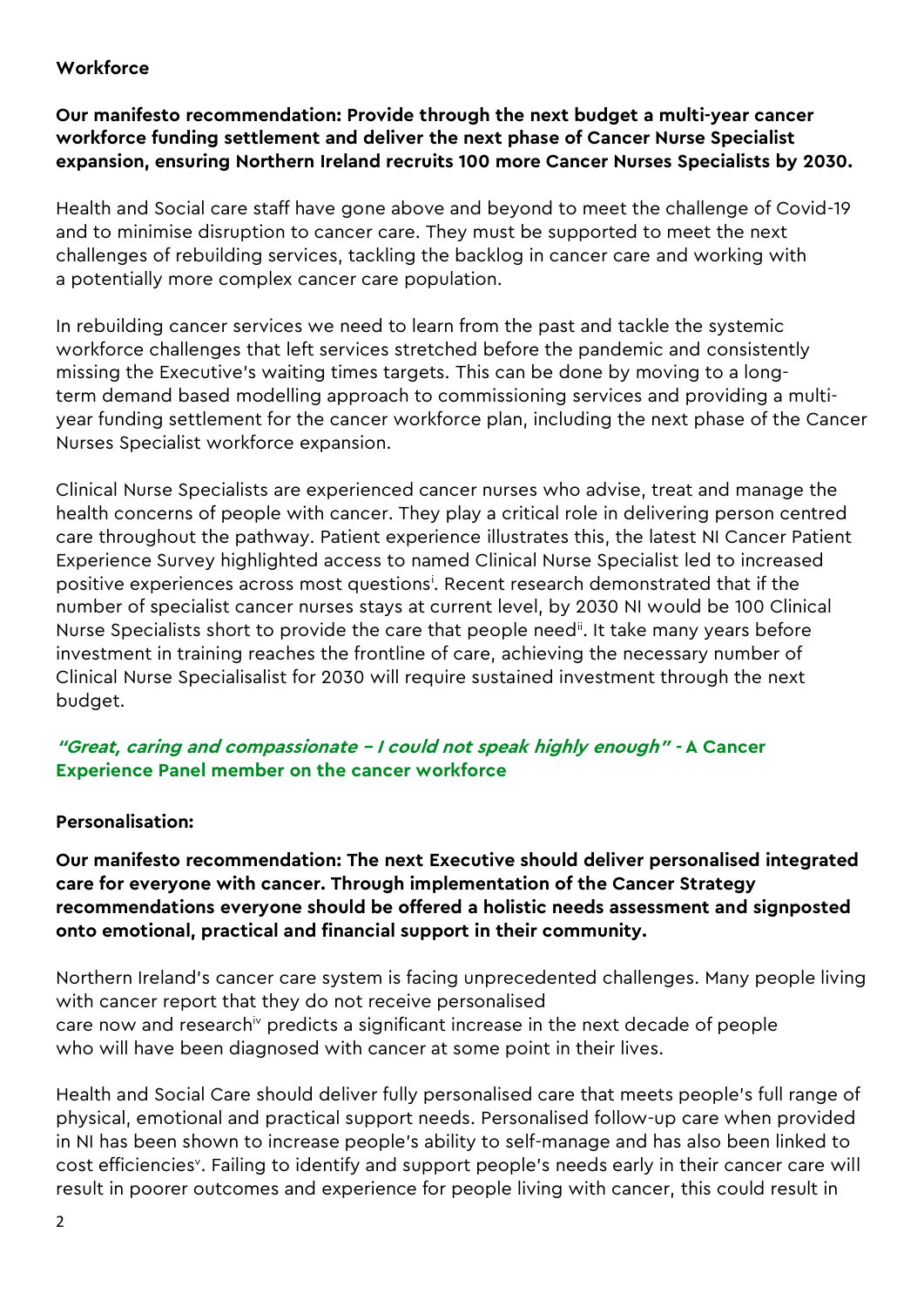## Workforce

**Our manifesto recommendation: Provide through the next budget a multi-year cancer workforce funding settlement and deliver the next phase of Cancer Nurse Specialist expansion, ensuring Northern Ireland recruits 100 more Cancer Nurses Specialists by 2030.**

Health and Social care staff have gone above and beyond to meet the challenge of Covid-19 and to minimise disruption to cancer care. They must be supported to meet the next challenges of rebuilding services, tackling the backlog in cancer care and working with a potentially more complex cancer care population.

In rebuilding cancer services we need to learn from the past and tackle the systemic workforce challenges that left services stretched before the pandemic and consistently missing the Executive's waiting times targets. This can be done by moving to a long-term demand based modelling approach to commissioning services and providing a multi-year funding settlement for the cancer workforce plan, including the next phase of the Cancer Nurses Specialist workforce expansion.

Clinical Nurse Specialists are experienced cancer nurses who advise, treat and manage the health concerns of people with cancer. They play a critical role in delivering person centred care throughout the pathway. Patient experience illustrates this, the latest NI Cancer Patient Experience Survey highlighted access to named Clinical Nurse Specialist led to increased positive experiences across most questions[i]. Recent research demonstrated that if the number of specialist cancer nurses stays at current level, by 2030 NI would be 100 Clinical Nurse Specialists short to provide the care that people need[ii]. It take many years before investment in training reaches the frontline of care, achieving the necessary number of Clinical Nurse Specialisalist for 2030 will require sustained investment through the next budget.

***"Great, caring and compassionate – I could not speak highly enough"*** **- A Cancer Experience Panel member on the cancer workforce**

## Personalisation:

**Our manifesto recommendation: The next Executive should deliver personalised integrated care for everyone with cancer. Through implementation of the Cancer Strategy recommendations everyone should be offered a holistic needs assessment and signposted onto emotional, practical and financial support in their community.**

Northern Ireland's cancer care system is facing unprecedented challenges. Many people living with cancer report that they do not receive personalised care now and research[iv] predicts a significant increase in the next decade of people who will have been diagnosed with cancer at some point in their lives.

Health and Social Care should deliver fully personalised care that meets people's full range of physical, emotional and practical support needs. Personalised follow-up care when provided in NI has been shown to increase people's ability to self-manage and has also been linked to cost efficiencies[v]. Failing to identify and support people's needs early in their cancer care will result in poorer outcomes and experience for people living with cancer, this could result in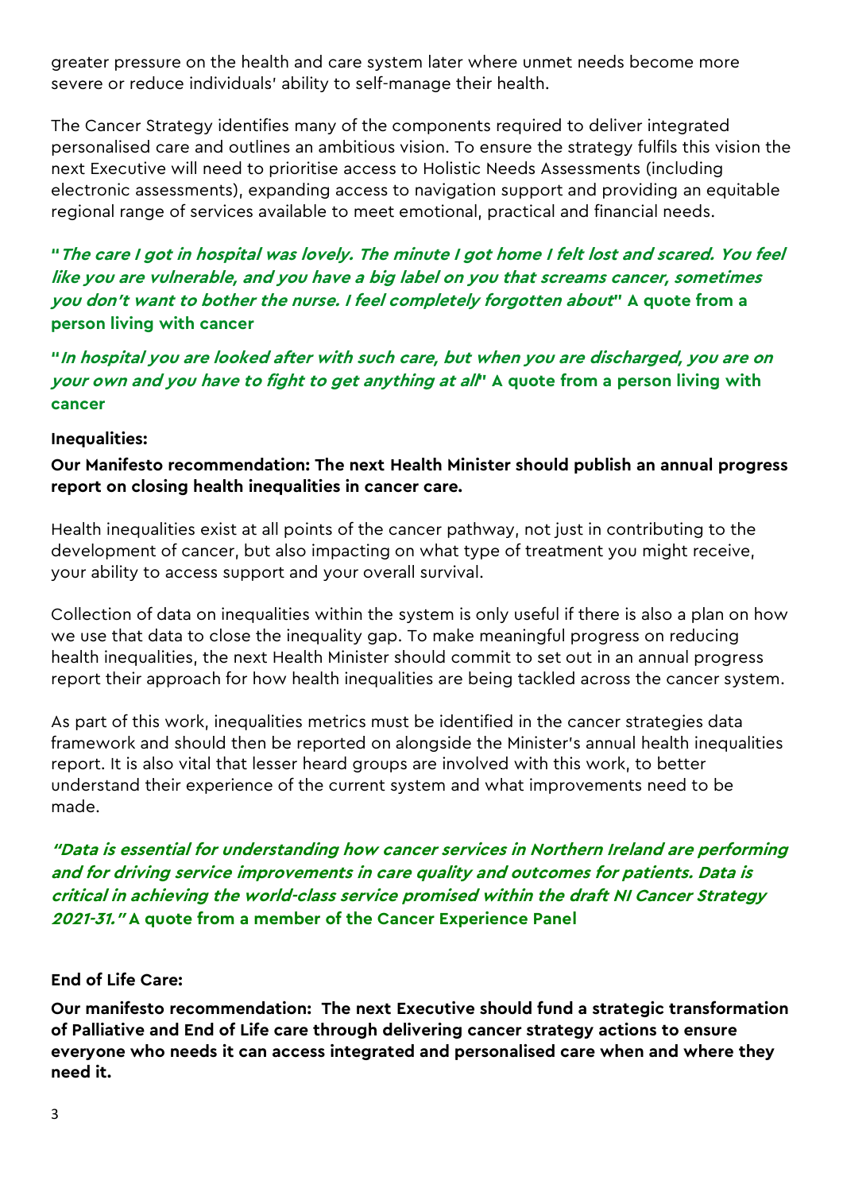greater pressure on the health and care system later where unmet needs become more severe or reduce individuals' ability to self-manage their health.

The Cancer Strategy identifies many of the components required to deliver integrated personalised care and outlines an ambitious vision. To ensure the strategy fulfils this vision the next Executive will need to prioritise access to Holistic Needs Assessments (including electronic assessments), expanding access to navigation support and providing an equitable regional range of services available to meet emotional, practical and financial needs.

**"*The care I got in hospital was lovely. The minute I got home I felt lost and scared. You feel like you are vulnerable, and you have a big label on you that screams cancer, sometimes you don't want to bother the nurse. I feel completely forgotten about*" A quote from a person living with cancer**

**"*In hospital you are looked after with such care, but when you are discharged, you are on your own and you have to fight to get anything at all*" A quote from a person living with cancer**

**Inequalities:**

**Our Manifesto recommendation: The next Health Minister should publish an annual progress report on closing health inequalities in cancer care.**

Health inequalities exist at all points of the cancer pathway, not just in contributing to the development of cancer, but also impacting on what type of treatment you might receive, your ability to access support and your overall survival.

Collection of data on inequalities within the system is only useful if there is also a plan on how we use that data to close the inequality gap. To make meaningful progress on reducing health inequalities, the next Health Minister should commit to set out in an annual progress report their approach for how health inequalities are being tackled across the cancer system.

As part of this work, inequalities metrics must be identified in the cancer strategies data framework and should then be reported on alongside the Minister's annual health inequalities report. It is also vital that lesser heard groups are involved with this work, to better understand their experience of the current system and what improvements need to be made.

***"Data is essential for understanding how cancer services in Northern Ireland are performing and for driving service improvements in care quality and outcomes for patients. Data is critical in achieving the world-class service promised within the draft NI Cancer Strategy 2021-31."* A quote from a member of the Cancer Experience Panel**

**End of Life Care:**

**Our manifesto recommendation: The next Executive should fund a strategic transformation of Palliative and End of Life care through delivering cancer strategy actions to ensure everyone who needs it can access integrated and personalised care when and where they need it.**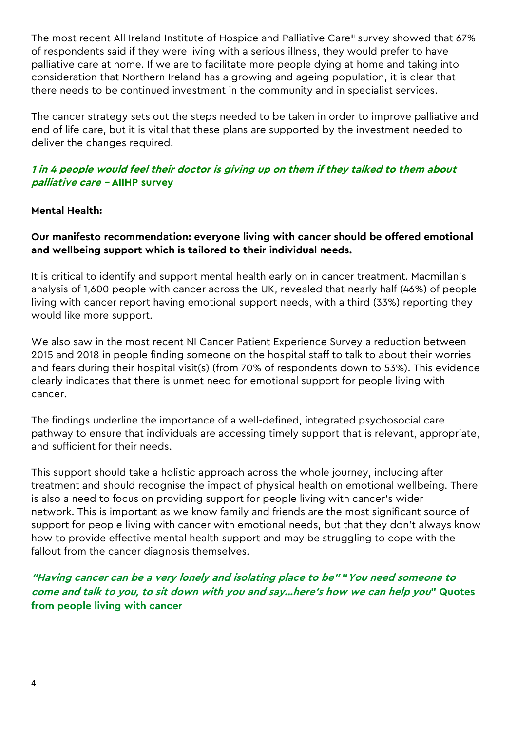The most recent All Ireland Institute of Hospice and Palliative Care[iii] survey showed that 67% of respondents said if they were living with a serious illness, they would prefer to have palliative care at home. If we are to facilitate more people dying at home and taking into consideration that Northern Ireland has a growing and ageing population, it is clear that there needs to be continued investment in the community and in specialist services.

The cancer strategy sets out the steps needed to be taken in order to improve palliative and end of life care, but it is vital that these plans are supported by the investment needed to deliver the changes required.

***1 in 4 people would feel their doctor is giving up on them if they talked to them about palliative care* – AIIHP survey**

**Mental Health:**

**Our manifesto recommendation: everyone living with cancer should be offered emotional and wellbeing support which is tailored to their individual needs.**

It is critical to identify and support mental health early on in cancer treatment. Macmillan's analysis of 1,600 people with cancer across the UK, revealed that nearly half (46%) of people living with cancer report having emotional support needs, with a third (33%) reporting they would like more support.

We also saw in the most recent NI Cancer Patient Experience Survey a reduction between 2015 and 2018 in people finding someone on the hospital staff to talk to about their worries and fears during their hospital visit(s) (from 70% of respondents down to 53%). This evidence clearly indicates that there is unmet need for emotional support for people living with cancer.

The findings underline the importance of a well-defined, integrated psychosocial care pathway to ensure that individuals are accessing timely support that is relevant, appropriate, and sufficient for their needs.

This support should take a holistic approach across the whole journey, including after treatment and should recognise the impact of physical health on emotional wellbeing. There is also a need to focus on providing support for people living with cancer's wider network. This is important as we know family and friends are the most significant source of support for people living with cancer with emotional needs, but that they don't always know how to provide effective mental health support and may be struggling to cope with the fallout from the cancer diagnosis themselves.

***"Having cancer can be a very lonely and isolating place to be" "You need someone to come and talk to you, to sit down with you and say…here's how we can help you"* Quotes from people living with cancer**